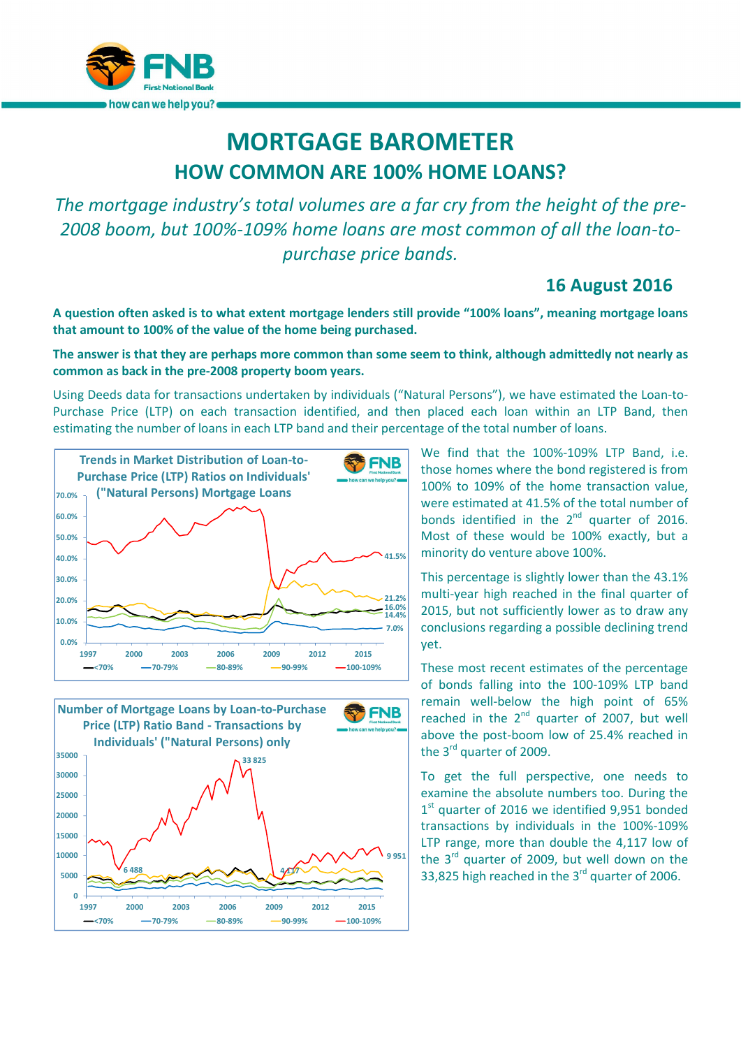# MORTGAGE BAROMETER

## HOW COMMON ARE 100% HOME LOANS?

*The mortgage industry's total volumes are a far cry from the height of the pre-2008 boom, but 100%-109% home loans are most common of all the loan-to-purchase price bands.*

**16 August 2016**

**A question often asked is to what extent mortgage lenders still provide "100% loans", meaning mortgage loans that amount to 100% of the value of the home being purchased.**

**The answer is that they are perhaps more common than some seem to think, although admittedly not nearly as common as back in the pre-2008 property boom years.**

Using Deeds data for transactions undertaken by individuals ("Natural Persons"), we have estimated the Loan-to-Purchase Price (LTP) on each transaction identified, and then placed each loan within an LTP Band, then estimating the number of loans in each LTP band and their percentage of the total number of loans.

We find that the 100%-109% LTP Band, i.e. those homes where the bond registered is from 100% to 109% of the home transaction value, were estimated at 41.5% of the total number of bonds identified in the 2nd quarter of 2016. Most of these would be 100% exactly, but a minority do venture above 100%.

This percentage is slightly lower than the 43.1% multi-year high reached in the final quarter of 2015, but not sufficiently lower as to draw any conclusions regarding a possible declining trend yet.

These most recent estimates of the percentage of bonds falling into the 100-109% LTP band remain well-below the high point of 65% reached in the 2nd quarter of 2007, but well above the post-boom low of 25.4% reached in the 3rd quarter of 2009.

To get the full perspective, one needs to examine the absolute numbers too. During the 1st quarter of 2016 we identified 9,951 bonded transactions by individuals in the 100%-109% LTP range, more than double the 4,117 low of the 3rd quarter of 2009, but well down on the 33,825 high reached in the 3rd quarter of 2006.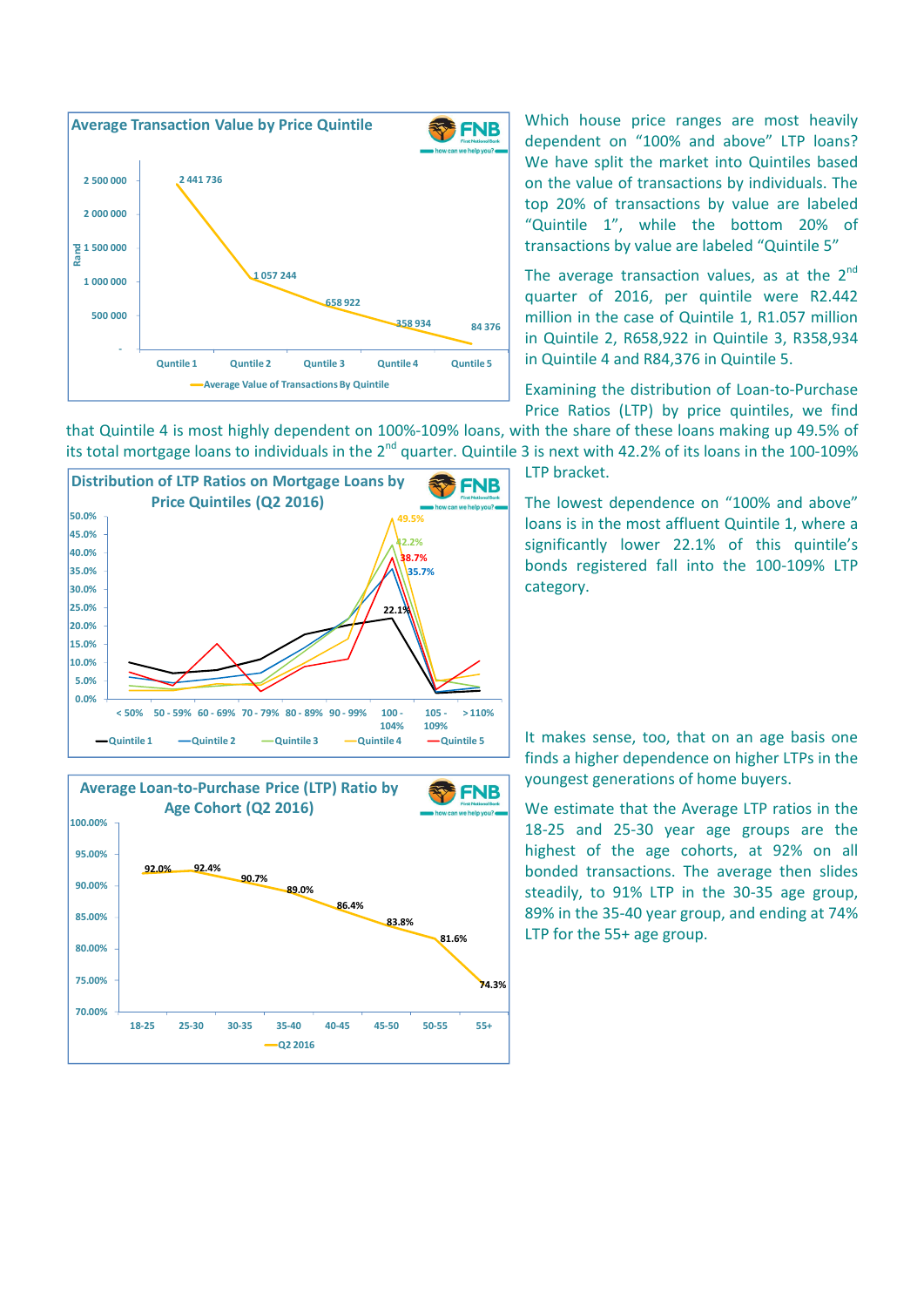Which house price ranges are most heavily dependent on "100% and above" LTP loans? We have split the market into Quintiles based on the value of transactions by individuals. The top 20% of transactions by value are labeled "Quintile 1", while the bottom 20% of transactions by value are labeled "Quintile 5"

The average transaction values, as at the 2nd quarter of 2016, per quintile were R2.442 million in the case of Quintile 1, R1.057 million in Quintile 2, R658,922 in Quintile 3, R358,934 in Quintile 4 and R84,376 in Quintile 5.

Examining the distribution of Loan-to-Purchase Price Ratios (LTP) by price quintiles, we find that Quintile 4 is most highly dependent on 100%-109% loans, with the share of these loans making up 49.5% of its total mortgage loans to individuals in the 2nd quarter. Quintile 3 is next with 42.2% of its loans in the 100-109% LTP bracket.

The lowest dependence on "100% and above" loans is in the most affluent Quintile 1, where a significantly lower 22.1% of this quintile's bonds registered fall into the 100-109% LTP category.

It makes sense, too, that on an age basis one finds a higher dependence on higher LTPs in the youngest generations of home buyers.

We estimate that the Average LTP ratios in the 18-25 and 25-30 year age groups are the highest of the age cohorts, at 92% on all bonded transactions. The average then slides steadily, to 91% LTP in the 30-35 age group, 89% in the 35-40 year group, and ending at 74% LTP for the 55+ age group.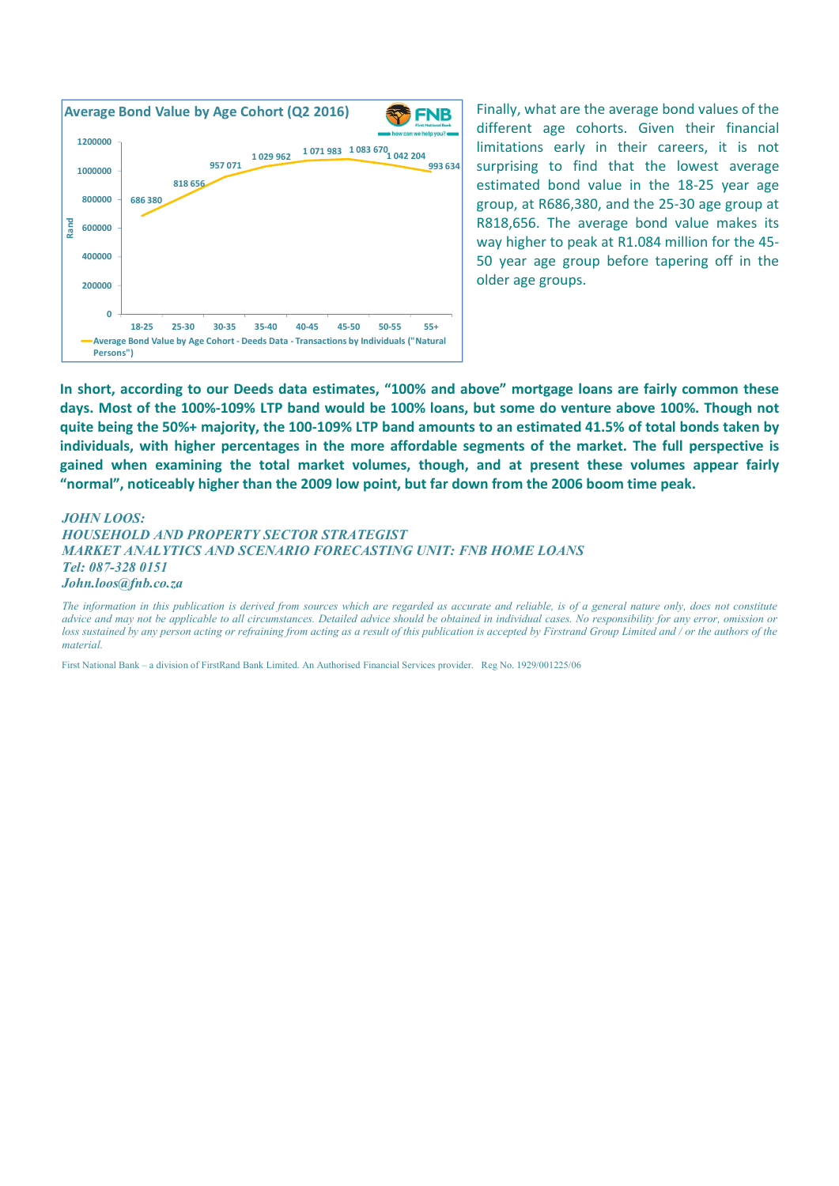**Average Bond Value by Age Cohort (Q2 2016)**

FNB
First National Bank
how can we help you?

Rand

1200000
1000000
800000
600000
400000
200000
0

686 380
818 656
957 071
1 029 962
1 071 983
1 083 670
1 042 204
993 634

18-25
25-30
30-35
35-40
40-45
45-50
50-55
55+

Average Bond Value by Age Cohort - Deeds Data - Transactions by Individuals ("Natural Persons")

Finally, what are the average bond values of the different age cohorts. Given their financial limitations early in their careers, it is not surprising to find that the lowest average estimated bond value in the 18-25 year age group, at R686,380, and the 25-30 age group at R818,656. The average bond value makes its way higher to peak at R1.084 million for the 45-50 year age group before tapering off in the older age groups.

**In short, according to our Deeds data estimates, "100% and above" mortgage loans are fairly common these days. Most of the 100%-109% LTP band would be 100% loans, but some do venture above 100%. Though not quite being the 50%+ majority, the 100-109% LTP band amounts to an estimated 41.5% of total bonds taken by individuals, with higher percentages in the more affordable segments of the market. The full perspective is gained when examining the total market volumes, though, and at present these volumes appear fairly "normal", noticeably higher than the 2009 low point, but far down from the 2006 boom time peak.**

***JOHN LOOS:***
***HOUSEHOLD AND PROPERTY SECTOR STRATEGIST***
***MARKET ANALYTICS AND SCENARIO FORECASTING UNIT: FNB HOME LOANS***
***Tel: 087-328 0151***
***John.loos@fnb.co.za***

*The information in this publication is derived from sources which are regarded as accurate and reliable, is of a general nature only, does not constitute advice and may not be applicable to all circumstances. Detailed advice should be obtained in individual cases. No responsibility for any error, omission or loss sustained by any person acting or refraining from acting as a result of this publication is accepted by Firstrand Group Limited and / or the authors of the material.*

First National Bank – a division of FirstRand Bank Limited. An Authorised Financial Services provider. Reg No. 1929/001225/06